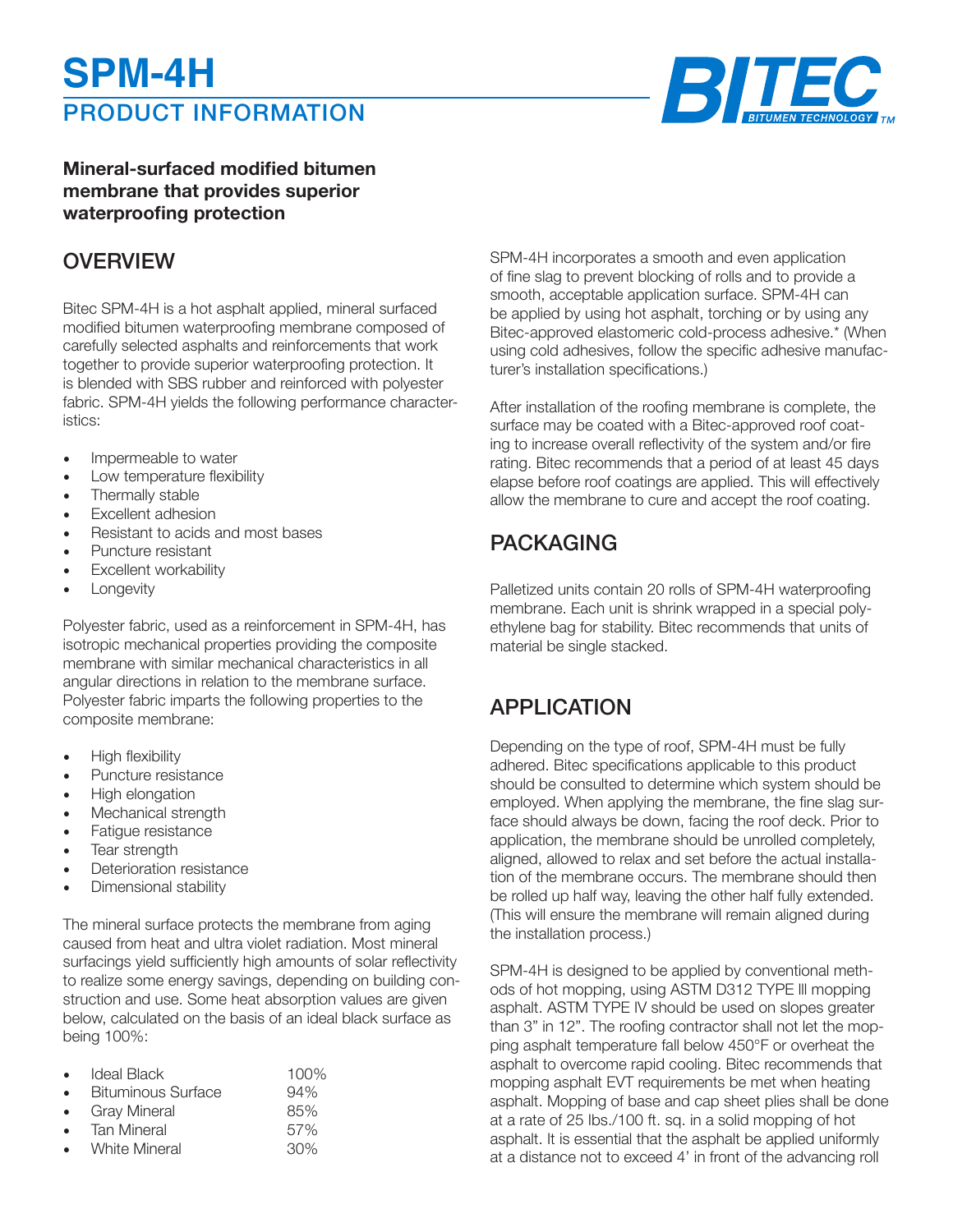# SPM-4H

## PRODUCT INFORMATION

**Mineral-surfaced modified bitumen membrane that provides superior waterproofing protection**

## OVERVIEW

Bitec SPM-4H is a hot asphalt applied, mineral surfaced modified bitumen waterproofing membrane composed of carefully selected asphalts and reinforcements that work together to provide superior waterproofing protection. It is blended with SBS rubber and reinforced with polyester fabric. SPM-4H yields the following performance characteristics:

- Impermeable to water
- Low temperature flexibility
- Thermally stable
- Excellent adhesion
- Resistant to acids and most bases
- Puncture resistant
- Excellent workability
- Longevity

Polyester fabric, used as a reinforcement in SPM-4H, has isotropic mechanical properties providing the composite membrane with similar mechanical characteristics in all angular directions in relation to the membrane surface. Polyester fabric imparts the following properties to the composite membrane:

- High flexibility
- Puncture resistance
- High elongation
- Mechanical strength
- Fatigue resistance
- Tear strength
- Deterioration resistance
- Dimensional stability

The mineral surface protects the membrane from aging caused from heat and ultra violet radiation. Most mineral surfacings yield sufficiently high amounts of solar reflectivity to realize some energy savings, depending on building construction and use. Some heat absorption values are given below, calculated on the basis of an ideal black surface as being 100%:

- Ideal Black 100%
- Bituminous Surface 94%
- Gray Mineral 85%
- Tan Mineral 57%
- White Mineral 30%

SPM-4H incorporates a smooth and even application of fine slag to prevent blocking of rolls and to provide a smooth, acceptable application surface. SPM-4H can be applied by using hot asphalt, torching or by using any Bitec-approved elastomeric cold-process adhesive.* (When using cold adhesives, follow the specific adhesive manufacturer's installation specifications.)

After installation of the roofing membrane is complete, the surface may be coated with a Bitec-approved roof coating to increase overall reflectivity of the system and/or fire rating. Bitec recommends that a period of at least 45 days elapse before roof coatings are applied. This will effectively allow the membrane to cure and accept the roof coating.

## PACKAGING

Palletized units contain 20 rolls of SPM-4H waterproofing membrane. Each unit is shrink wrapped in a special polyethylene bag for stability. Bitec recommends that units of material be single stacked.

## APPLICATION

Depending on the type of roof, SPM-4H must be fully adhered. Bitec specifications applicable to this product should be consulted to determine which system should be employed. When applying the membrane, the fine slag surface should always be down, facing the roof deck. Prior to application, the membrane should be unrolled completely, aligned, allowed to relax and set before the actual installation of the membrane occurs. The membrane should then be rolled up half way, leaving the other half fully extended. (This will ensure the membrane will remain aligned during the installation process.)

SPM-4H is designed to be applied by conventional methods of hot mopping, using ASTM D312 TYPE lll mopping asphalt. ASTM TYPE lV should be used on slopes greater than 3" in 12". The roofing contractor shall not let the mopping asphalt temperature fall below 450°F or overheat the asphalt to overcome rapid cooling. Bitec recommends that mopping asphalt EVT requirements be met when heating asphalt. Mopping of base and cap sheet plies shall be done at a rate of 25 lbs./100 ft. sq. in a solid mopping of hot asphalt. It is essential that the asphalt be applied uniformly at a distance not to exceed 4' in front of the advancing roll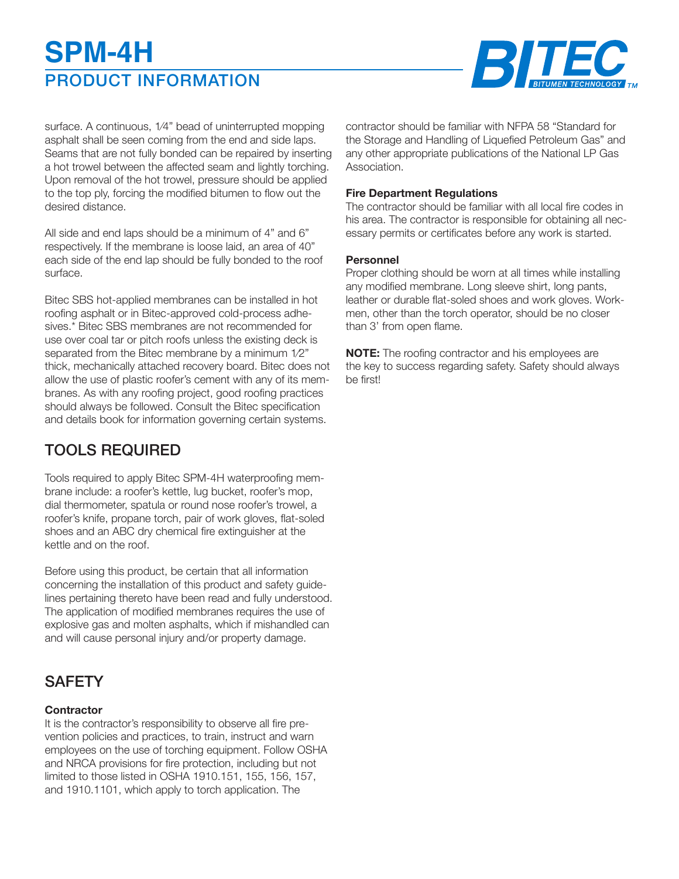surface. A continuous, 1⁄4" bead of uninterrupted mopping asphalt shall be seen coming from the end and side laps. Seams that are not fully bonded can be repaired by inserting a hot trowel between the affected seam and lightly torching. Upon removal of the hot trowel, pressure should be applied to the top ply, forcing the modified bitumen to flow out the desired distance.

All side and end laps should be a minimum of 4" and 6" respectively. If the membrane is loose laid, an area of 40" each side of the end lap should be fully bonded to the roof surface.

Bitec SBS hot-applied membranes can be installed in hot roofing asphalt or in Bitec-approved cold-process adhesives.* Bitec SBS membranes are not recommended for use over coal tar or pitch roofs unless the existing deck is separated from the Bitec membrane by a minimum 1⁄2" thick, mechanically attached recovery board. Bitec does not allow the use of plastic roofer's cement with any of its membranes. As with any roofing project, good roofing practices should always be followed. Consult the Bitec specification and details book for information governing certain systems.

## TOOLS REQUIRED

Tools required to apply Bitec SPM-4H waterproofing membrane include: a roofer's kettle, lug bucket, roofer's mop, dial thermometer, spatula or round nose roofer's trowel, a roofer's knife, propane torch, pair of work gloves, flat-soled shoes and an ABC dry chemical fire extinguisher at the kettle and on the roof.

Before using this product, be certain that all information concerning the installation of this product and safety guidelines pertaining thereto have been read and fully understood. The application of modified membranes requires the use of explosive gas and molten asphalts, which if mishandled can and will cause personal injury and/or property damage.

## SAFETY

**Contractor**

It is the contractor's responsibility to observe all fire prevention policies and practices, to train, instruct and warn employees on the use of torching equipment. Follow OSHA and NRCA provisions for fire protection, including but not limited to those listed in OSHA 1910.151, 155, 156, 157, and 1910.1101, which apply to torch application. The contractor should be familiar with NFPA 58 "Standard for the Storage and Handling of Liquefied Petroleum Gas" and any other appropriate publications of the National LP Gas Association.

**Fire Department Regulations**

The contractor should be familiar with all local fire codes in his area. The contractor is responsible for obtaining all necessary permits or certificates before any work is started.

**Personnel**

Proper clothing should be worn at all times while installing any modified membrane. Long sleeve shirt, long pants, leather or durable flat-soled shoes and work gloves. Workmen, other than the torch operator, should be no closer than 3' from open flame.

**NOTE:** The roofing contractor and his employees are the key to success regarding safety. Safety should always be first!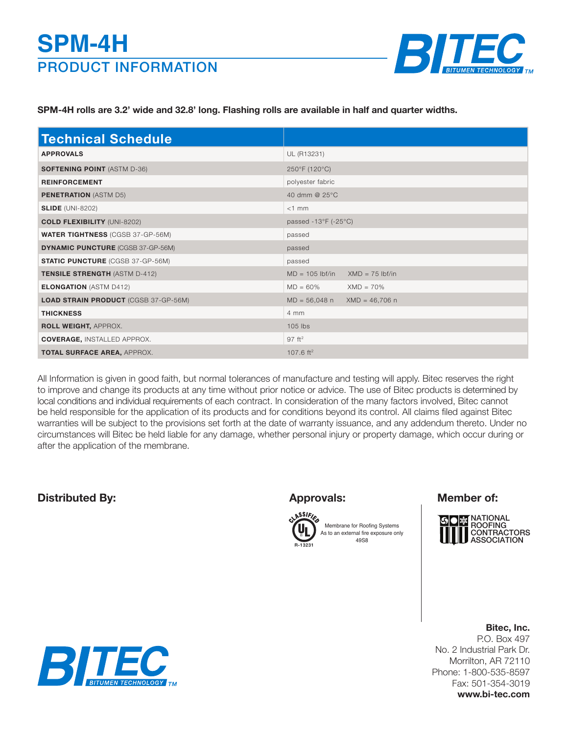# SPM-4H

## PRODUCT INFORMATION

**SPM-4H rolls are 3.2' wide and 32.8' long. Flashing rolls are available in half and quarter widths.**

| Technical Schedule | |
|---|---|
| **APPROVALS** | UL (R13231) |
| **SOFTENING POINT** (ASTM D-36) | 250°F (120°C) |
| **REINFORCEMENT** | polyester fabric |
| **PENETRATION** (ASTM D5) | 40 dmm @ 25°C |
| **SLIDE** (UNI-8202) | <1 mm |
| **COLD FLEXIBILITY** (UNI-8202) | passed -13°F (-25°C) |
| **WATER TIGHTNESS** (CGSB 37-GP-56M) | passed |
| **DYNAMIC PUNCTURE** (CGSB 37-GP-56M) | passed |
| **STATIC PUNCTURE** (CGSB 37-GP-56M) | passed |
| **TENSILE STRENGTH** (ASTM D-412) | MD = 105 lbf/in XMD = 75 lbf/in |
| **ELONGATION** (ASTM D412) | MD = 60% XMD = 70% |
| **LOAD STRAIN PRODUCT** (CGSB 37-GP-56M) | MD = 56,048 n XMD = 46,706 n |
| **THICKNESS** | 4 mm |
| **ROLL WEIGHT,** APPROX. | 105 lbs |
| **COVERAGE,** INSTALLED APPROX. | 97 ft² |
| **TOTAL SURFACE AREA,** APPROX. | 107.6 ft² |

All Information is given in good faith, but normal tolerances of manufacture and testing will apply. Bitec reserves the right to improve and change its products at any time without prior notice or advice. The use of Bitec products is determined by local conditions and individual requirements of each contract. In consideration of the many factors involved, Bitec cannot be held responsible for the application of its products and for conditions beyond its control. All claims filed against Bitec warranties will be subject to the provisions set forth at the date of warranty issuance, and any addendum thereto. Under no circumstances will Bitec be held liable for any damage, whether personal injury or property damage, which occur during or after the application of the membrane.

**Distributed By:**

**Approvals:**

CLASSIFIED UL R-13231

Membrane for Roofing Systems
As to an external fire exposure only
49S8

**Member of:**

NATIONAL ROOFING CONTRACTORS ASSOCIATION

**Bitec, Inc.**
P.O. Box 497
No. 2 Industrial Park Dr.
Morrilton, AR 72110
Phone: 1-800-535-8597
Fax: 501-354-3019
**www.bi-tec.com**